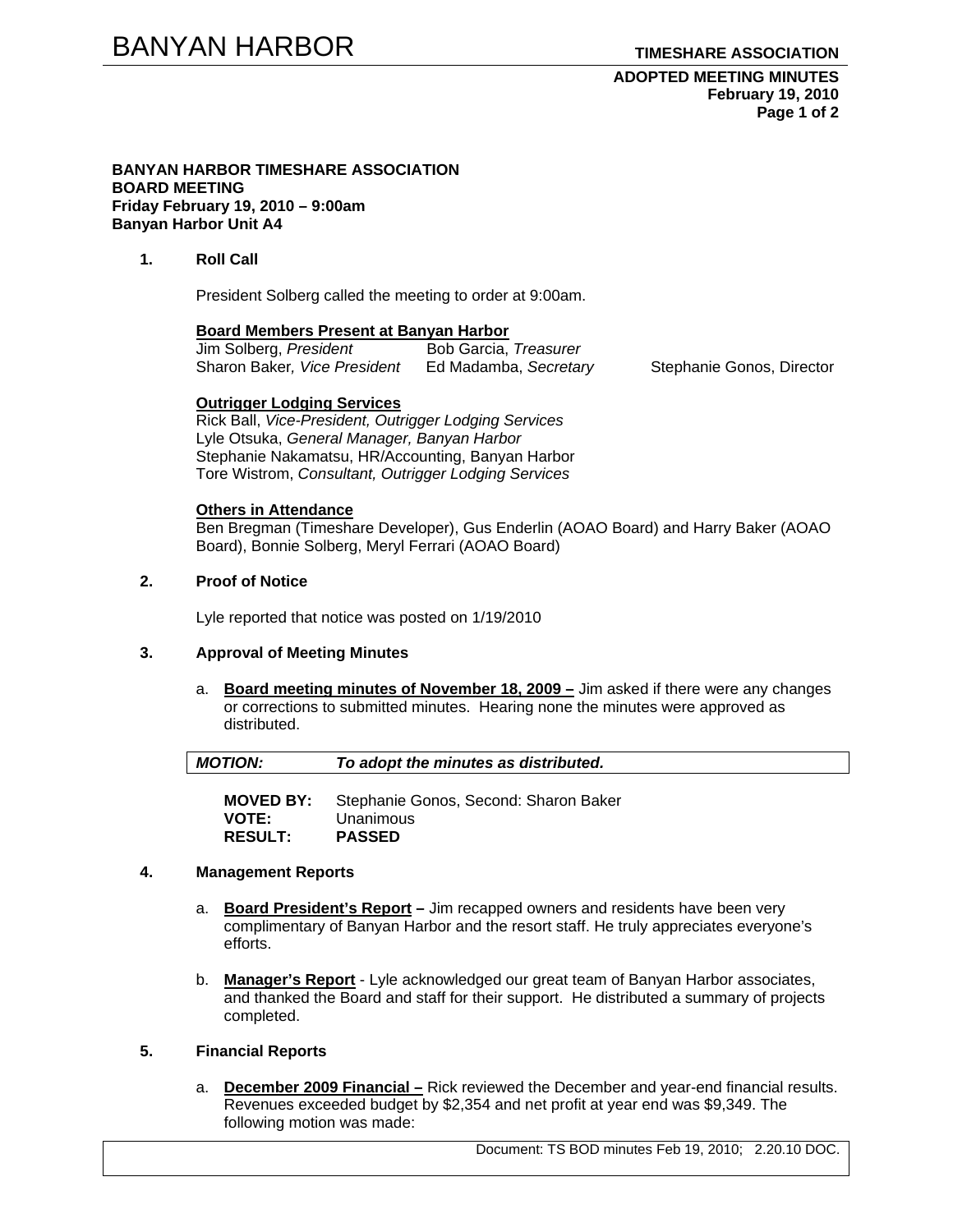**BANYAN HARBOR TIMESHARE ASSOCIATION**
**BOARD MEETING**
**Friday February 19, 2010 – 9:00am**
**Banyan Harbor Unit A4**

## 1. Roll Call

President Solberg called the meeting to order at 9:00am.

**Board Members Present at Banyan Harbor**

Jim Solberg, *President*
Bob Garcia, *Treasurer*
Sharon Baker, *Vice President*
Ed Madamba, *Secretary*
Stephanie Gonos, Director

**Outrigger Lodging Services**

Rick Ball, *Vice-President, Outrigger Lodging Services*
Lyle Otsuka, *General Manager, Banyan Harbor*
Stephanie Nakamatsu, HR/Accounting, Banyan Harbor
Tore Wistrom, *Consultant, Outrigger Lodging Services*

**Others in Attendance**

Ben Bregman (Timeshare Developer), Gus Enderlin (AOAO Board) and Harry Baker (AOAO Board), Bonnie Solberg, Meryl Ferrari (AOAO Board)

## 2. Proof of Notice

Lyle reported that notice was posted on 1/19/2010

## 3. Approval of Meeting Minutes

a. **Board meeting minutes of November 18, 2009 –** Jim asked if there were any changes or corrections to submitted minutes. Hearing none the minutes were approved as distributed.

***MOTION:*** ***To adopt the minutes as distributed.***

**MOVED BY:** Stephanie Gonos, Second: Sharon Baker
**VOTE:** Unanimous
**RESULT:** **PASSED**

## 4. Management Reports

a. **Board President's Report –** Jim recapped owners and residents have been very complimentary of Banyan Harbor and the resort staff. He truly appreciates everyone's efforts.

b. **Manager's Report** - Lyle acknowledged our great team of Banyan Harbor associates, and thanked the Board and staff for their support. He distributed a summary of projects completed.

## 5. Financial Reports

a. **December 2009 Financial –** Rick reviewed the December and year-end financial results. Revenues exceeded budget by $2,354 and net profit at year end was $9,349. The following motion was made:

Document: TS BOD minutes Feb 19, 2010; 2.20.10 DOC.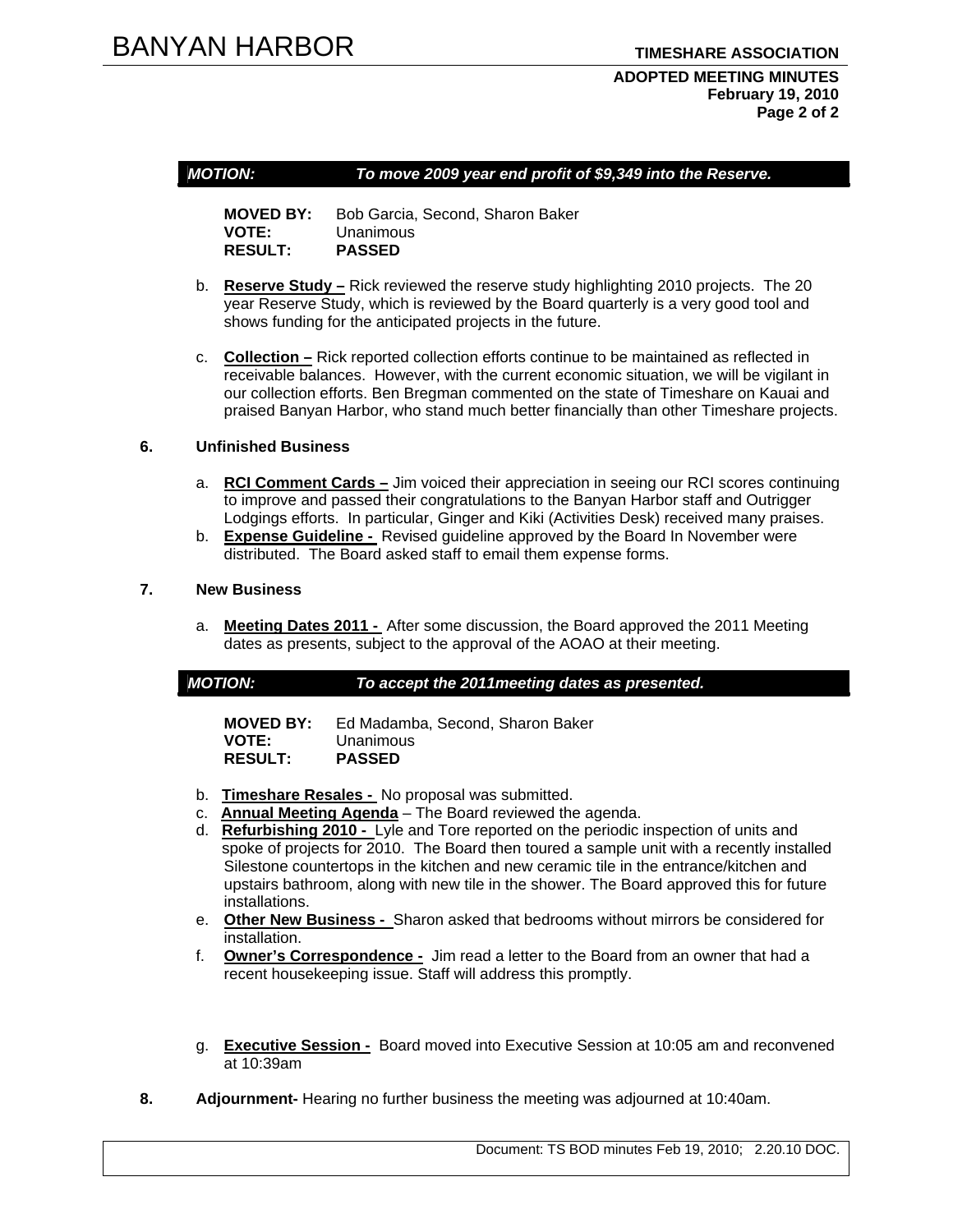**MOTION: To move 2009 year end profit of $9,349 into the Reserve.**

**MOVED BY:** Bob Garcia, Second, Sharon Baker
**VOTE:** Unanimous
**RESULT:** **PASSED**

b. **Reserve Study –** Rick reviewed the reserve study highlighting 2010 projects. The 20 year Reserve Study, which is reviewed by the Board quarterly is a very good tool and shows funding for the anticipated projects in the future.

c. **Collection –** Rick reported collection efforts continue to be maintained as reflected in receivable balances. However, with the current economic situation, we will be vigilant in our collection efforts. Ben Bregman commented on the state of Timeshare on Kauai and praised Banyan Harbor, who stand much better financially than other Timeshare projects.

## 6. Unfinished Business

a. **RCI Comment Cards –** Jim voiced their appreciation in seeing our RCI scores continuing to improve and passed their congratulations to the Banyan Harbor staff and Outrigger Lodgings efforts. In particular, Ginger and Kiki (Activities Desk) received many praises.

b. **Expense Guideline -** Revised guideline approved by the Board In November were distributed. The Board asked staff to email them expense forms.

## 7. New Business

a. **Meeting Dates 2011 -** After some discussion, the Board approved the 2011 Meeting dates as presents, subject to the approval of the AOAO at their meeting.

**MOTION: To accept the 2011meeting dates as presented.**

**MOVED BY:** Ed Madamba, Second, Sharon Baker
**VOTE:** Unanimous
**RESULT:** **PASSED**

b. **Timeshare Resales -** No proposal was submitted.

c. **Annual Meeting Agenda** – The Board reviewed the agenda.

d. **Refurbishing 2010 -** Lyle and Tore reported on the periodic inspection of units and spoke of projects for 2010. The Board then toured a sample unit with a recently installed Silestone countertops in the kitchen and new ceramic tile in the entrance/kitchen and upstairs bathroom, along with new tile in the shower. The Board approved this for future installations.

e. **Other New Business -** Sharon asked that bedrooms without mirrors be considered for installation.

f. **Owner's Correspondence -** Jim read a letter to the Board from an owner that had a recent housekeeping issue. Staff will address this promptly.

g. **Executive Session -** Board moved into Executive Session at 10:05 am and reconvened at 10:39am

## 8. Adjournment-

Hearing no further business the meeting was adjourned at 10:40am.

Document: TS BOD minutes Feb 19, 2010; 2.20.10 DOC.